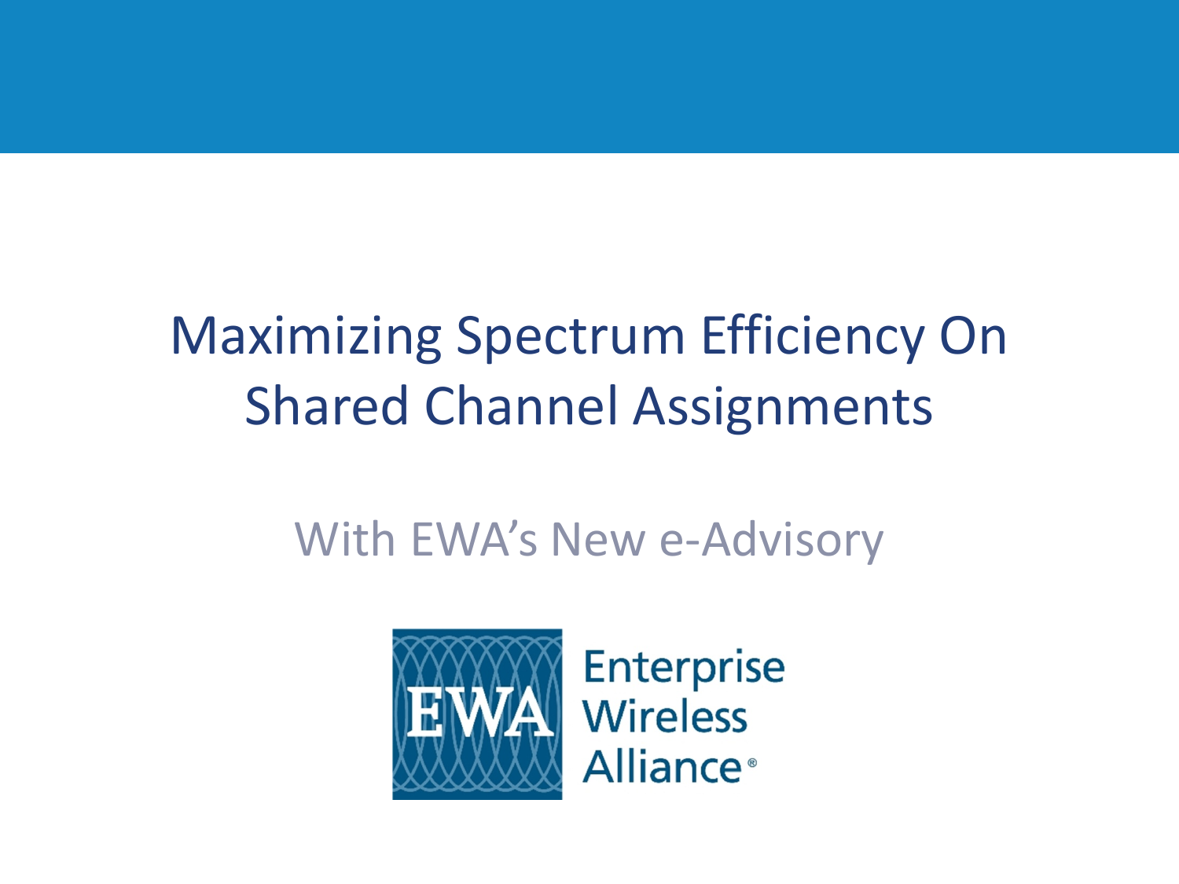# Maximizing Spectrum Efficiency On Shared Channel Assignments

## With EWA's New e-Advisory

EWA Enterprise Wireless Alliance®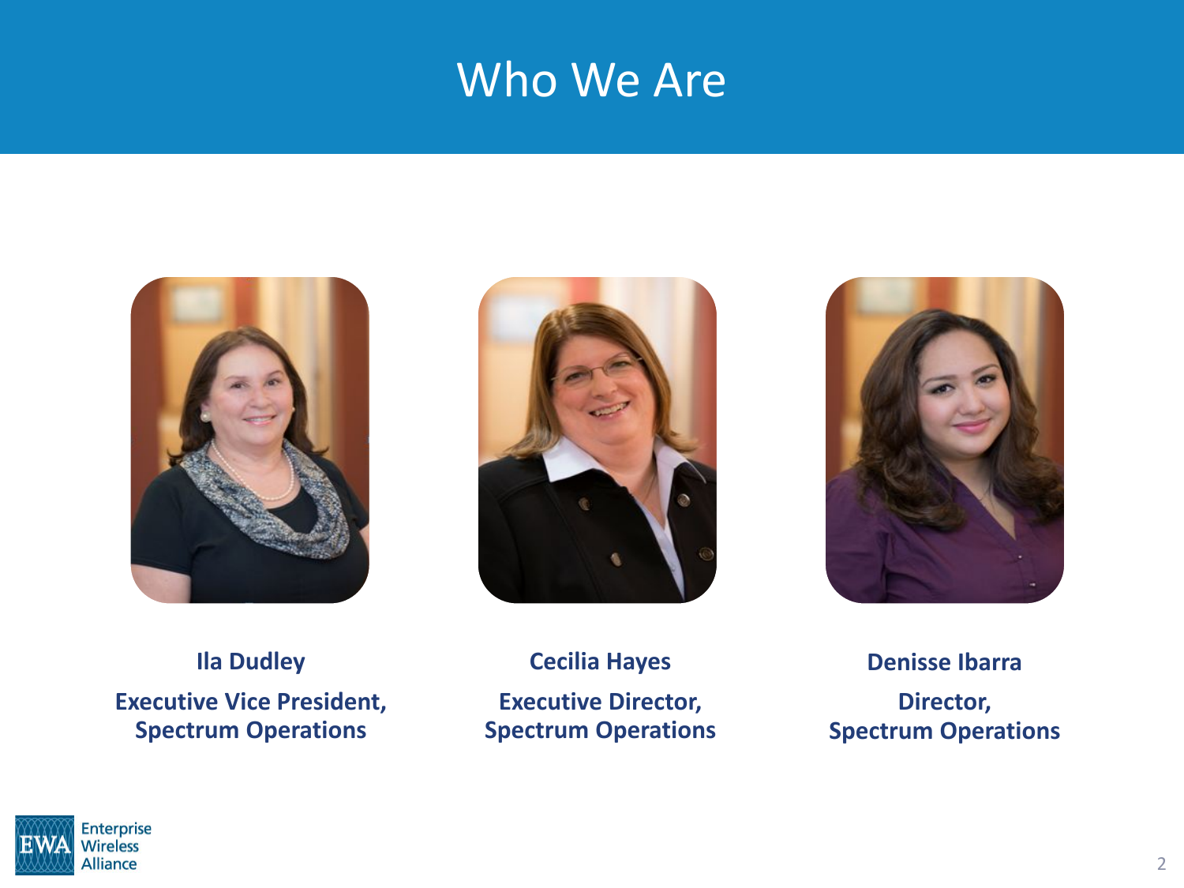# Who We Are

**Ila Dudley**

**Executive Vice President, Spectrum Operations**

**Cecilia Hayes**

**Executive Director, Spectrum Operations**

**Denisse Ibarra**

**Director, Spectrum Operations**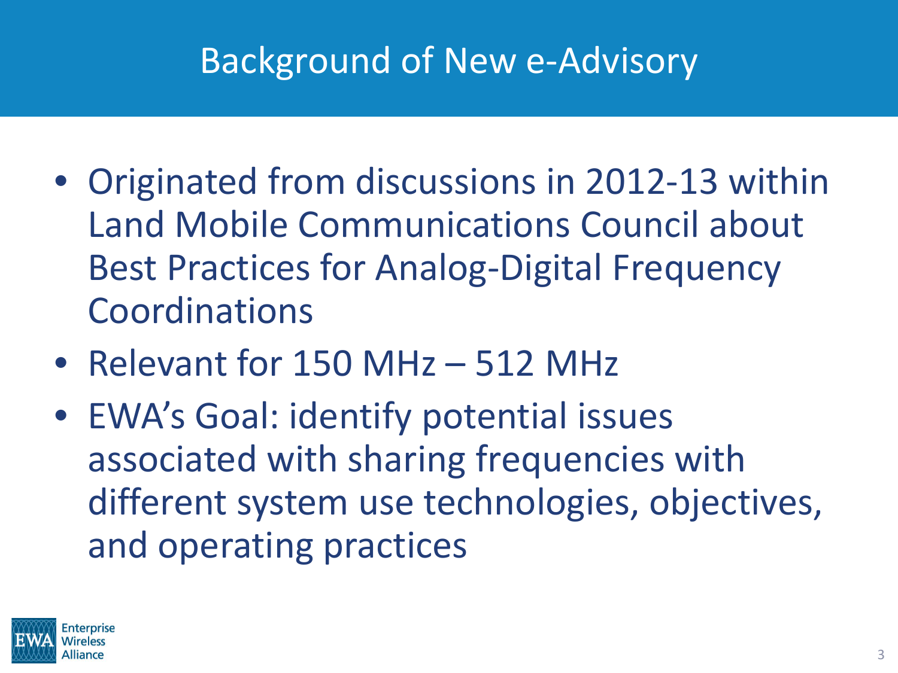# Background of New e-Advisory

- Originated from discussions in 2012-13 within Land Mobile Communications Council about Best Practices for Analog-Digital Frequency Coordinations
- Relevant for 150 MHz – 512 MHz
- EWA's Goal: identify potential issues associated with sharing frequencies with different system use technologies, objectives, and operating practices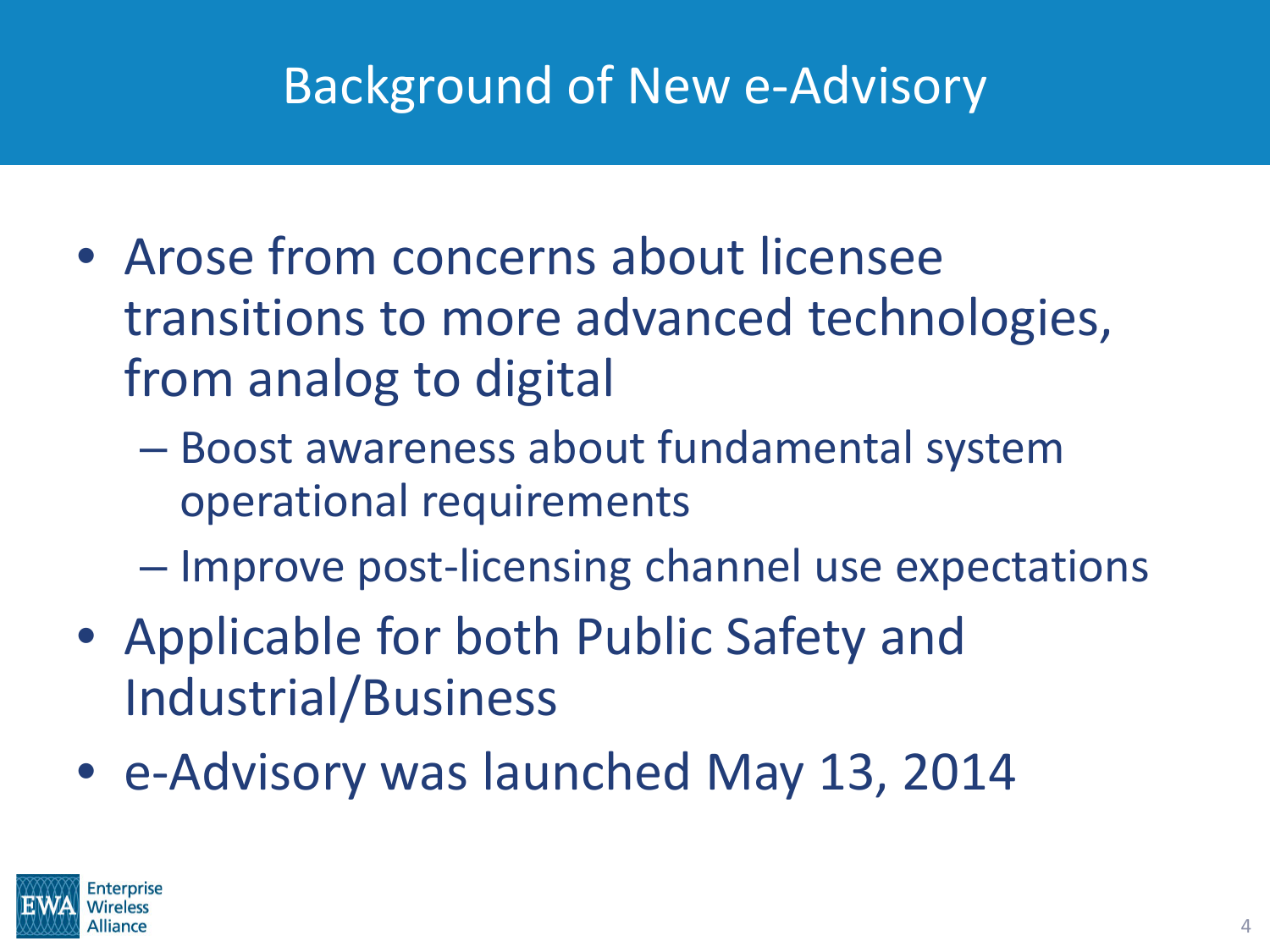# Background of New e-Advisory

- Arose from concerns about licensee transitions to more advanced technologies, from analog to digital
  - Boost awareness about fundamental system operational requirements
  - Improve post-licensing channel use expectations
- Applicable for both Public Safety and Industrial/Business
- e-Advisory was launched May 13, 2014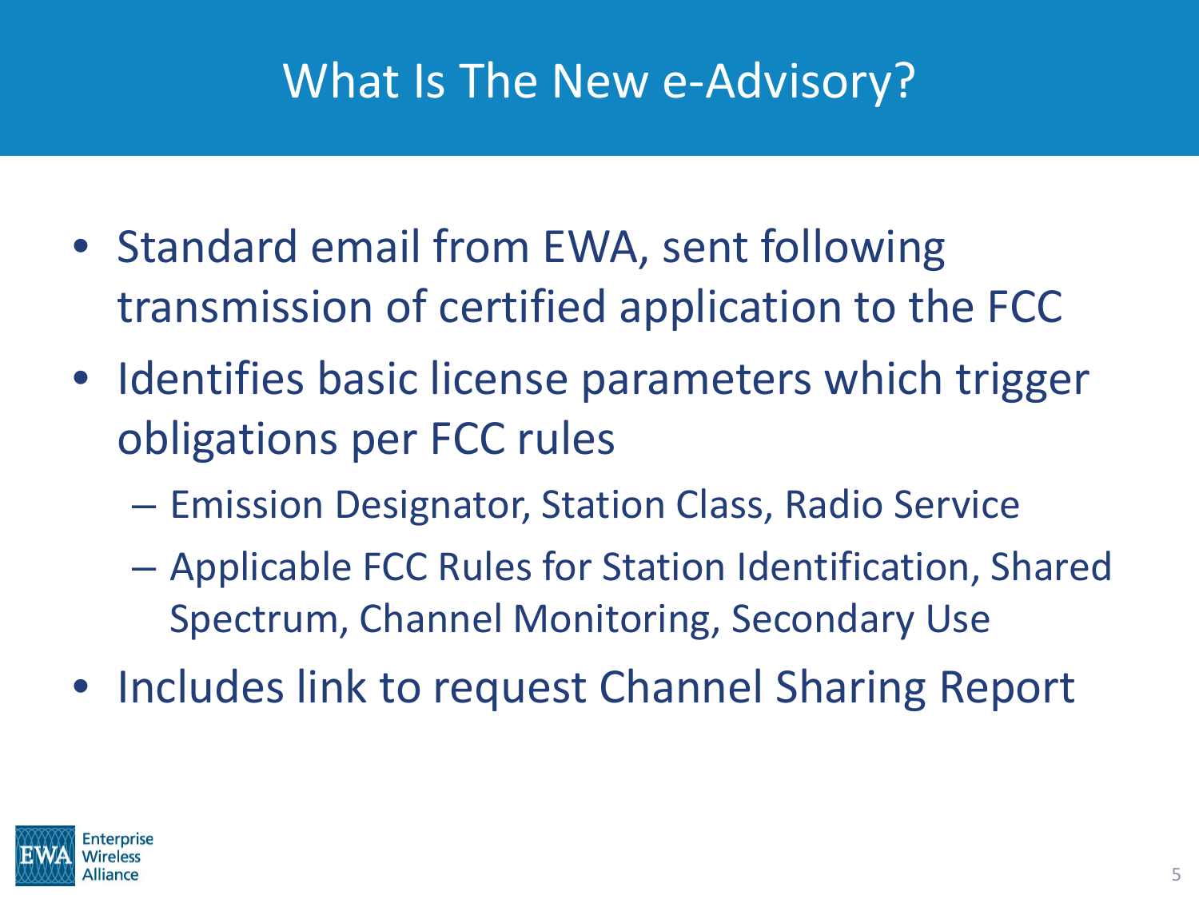# What Is The New e-Advisory?

- Standard email from EWA, sent following transmission of certified application to the FCC
- Identifies basic license parameters which trigger obligations per FCC rules
  - Emission Designator, Station Class, Radio Service
  - Applicable FCC Rules for Station Identification, Shared Spectrum, Channel Monitoring, Secondary Use
- Includes link to request Channel Sharing Report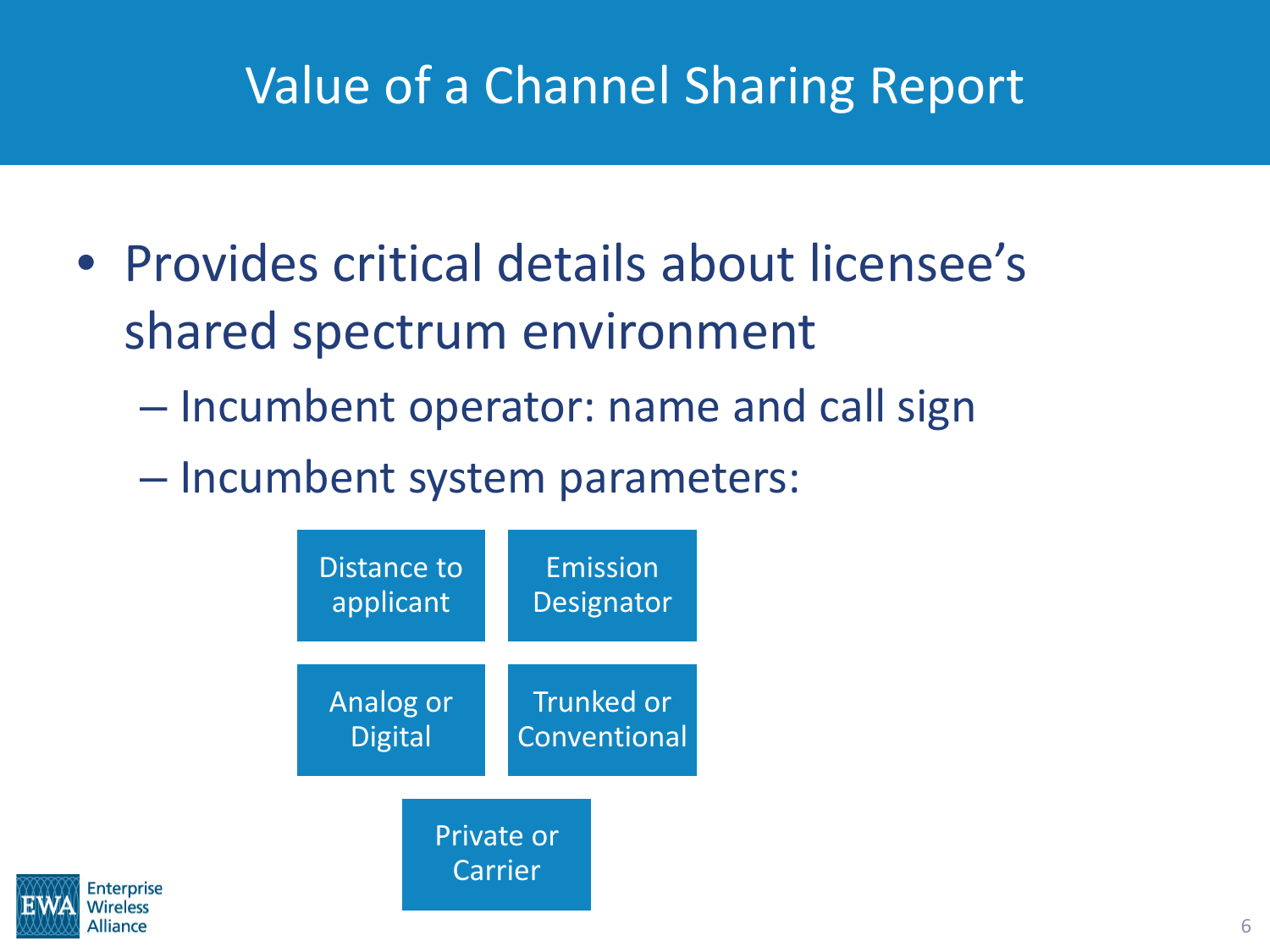# Value of a Channel Sharing Report

- Provides critical details about licensee's shared spectrum environment
  - Incumbent operator: name and call sign
  - Incumbent system parameters:
    - Distance to applicant
    - Emission Designator
    - Analog or Digital
    - Trunked or Conventional
    - Private or Carrier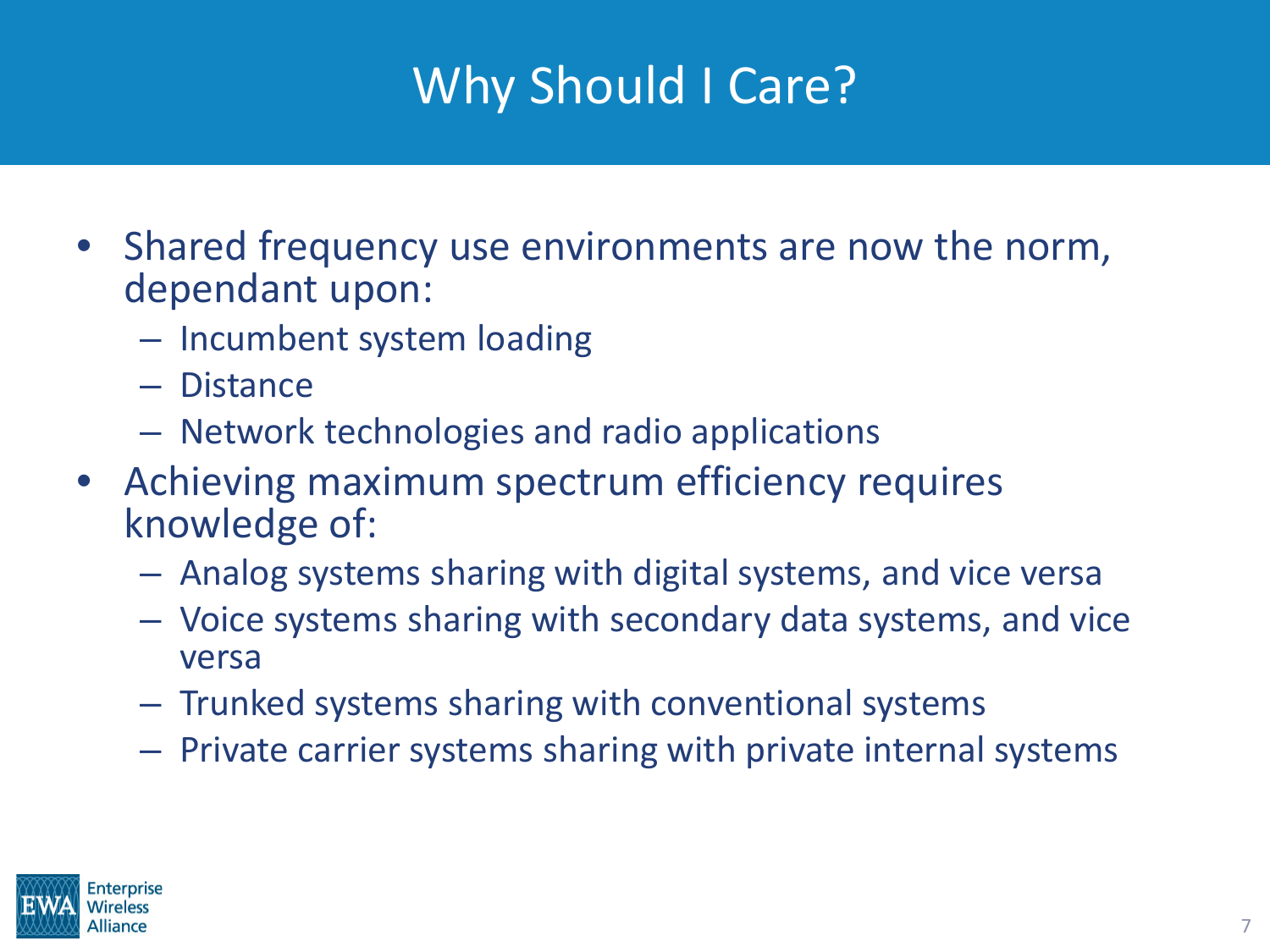# Why Should I Care?

- Shared frequency use environments are now the norm, dependant upon:
  - Incumbent system loading
  - Distance
  - Network technologies and radio applications
- Achieving maximum spectrum efficiency requires knowledge of:
  - Analog systems sharing with digital systems, and vice versa
  - Voice systems sharing with secondary data systems, and vice versa
  - Trunked systems sharing with conventional systems
  - Private carrier systems sharing with private internal systems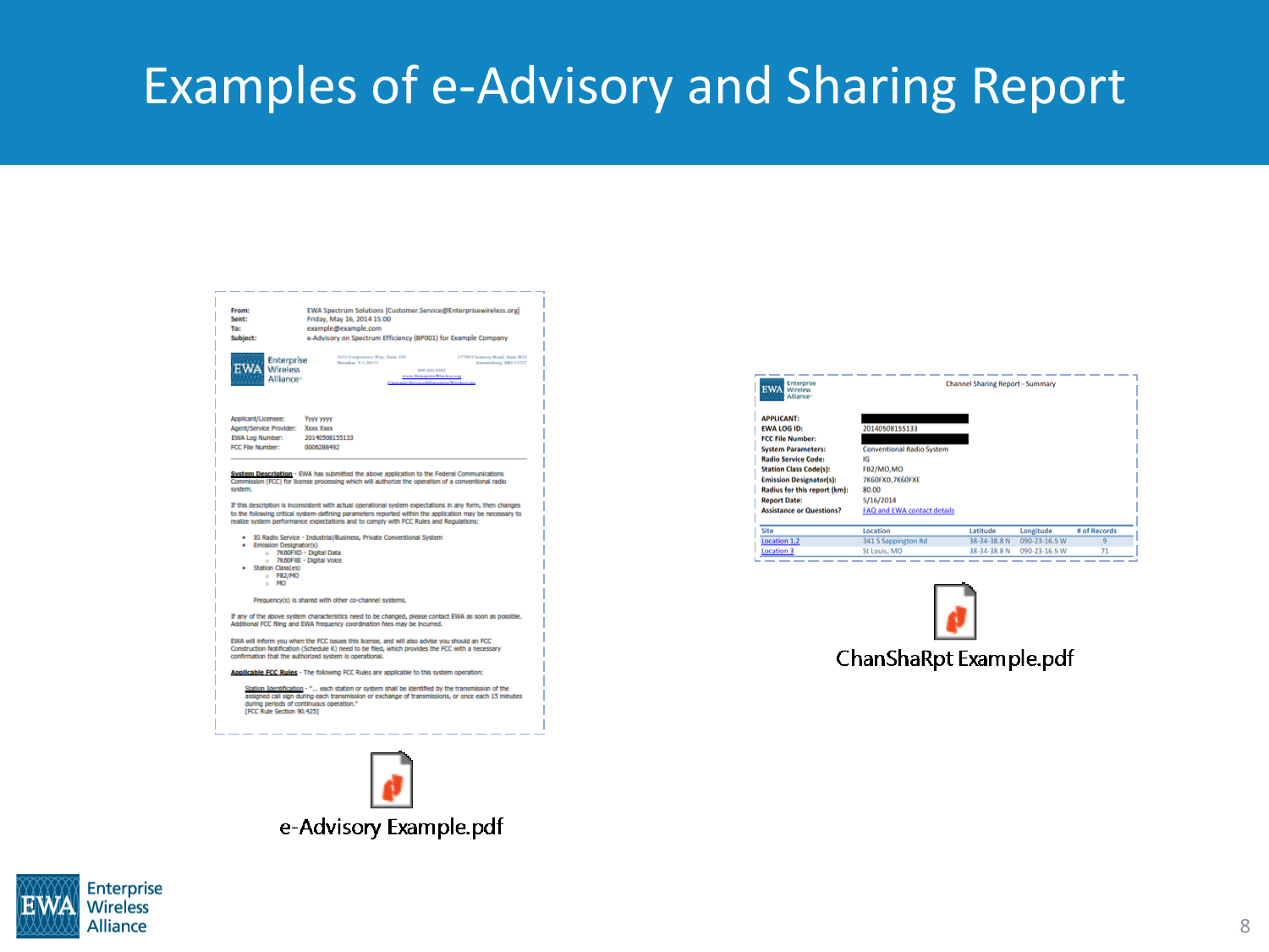# Examples of e-Advisory and Sharing Report

**From:** EWA Spectrum Solutions [Customer.Service@Enterprisewireless.org]
**Sent:** Friday, May 16, 2014 15:00
**To:** example@example.com
**Subject:** e-Advisory on Spectrum Efficiency (BP001) for Example Company

Applicant/Licensee: Yyyy yyyy
Agent/Service Provider: Xxxx Xxxx
EWA Log Number: 20140508155133
FCC File Number: 0006288492

**System Description** - EWA has submitted the above application to the Federal Communications Commission (FCC) for license processing which will authorize the operation of a conventional radio system.

If this description is inconsistent with actual operational system expectations in any form, then changes to the following critical system-defining parameters reported within the application may be necessary to realize system performance expectations and to comply with FCC Rules and Regulations:

- IG Radio Service - Industrial/Business, Private Conventional System
- Emission Designator(s)
  - 7K60FXD - Digital Data
  - 7K60FXE - Digital Voice
- Station Class(es)
  - FB2/MO
  - MO

Frequency(s) is shared with other co-channel systems.

If any of the above system characteristics need to be changed, please contact EWA as soon as possible. Additional FCC filing and EWA frequency coordination fees may be incurred.

EWA will inform you when the FCC issues this license, and will also advise you should an FCC Construction Notification (Schedule K) need to be filed, which provides the FCC with a necessary confirmation that the authorized system is operational.

**Applicable FCC Rules** - The following FCC Rules are applicable to this system operation:

Station Identification - "... each station or system shall be identified by the transmission of the assigned call sign during each transmission or exchange of transmissions, or once each 15 minutes during periods of continuous operation." [FCC Rule Section 90.425]

e-Advisory Example.pdf

Channel Sharing Report - Summary

**APPLICANT:**
**EWA LOG ID:** 20140508155133
**FCC File Number:**
**System Parameters:** Conventional Radio System
**Radio Service Code:** IG
**Station Class Code(s):** FB2/MO,MO
**Emission Designator(s):** 7K60FXD,7K60FXE
**Radius for this report (km):** 80.00
**Report Date:** 5/16/2014
**Assistance or Questions?** FAQ and EWA contact details

| Site | Location | Latitude | Longitude | # of Records |
|---|---|---|---|---|
| Location 1,2 | 341 S Sappington Rd | 38-34-38.8 N | 090-23-16.5 W | 9 |
| Location 3 | St Louis, MO | 38-34-38.8 N | 090-23-16.5 W | 71 |

ChanShaRpt Example.pdf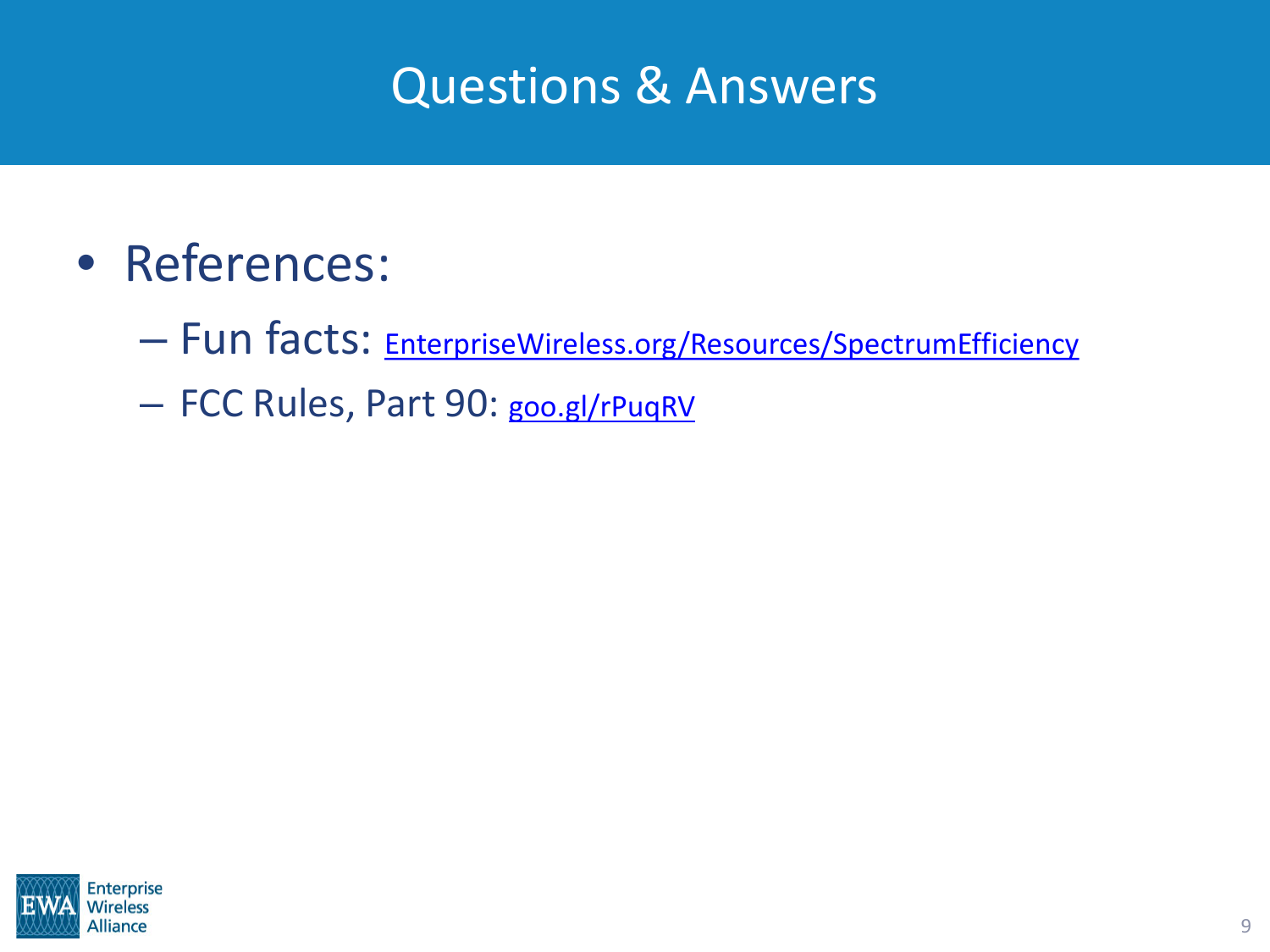# Questions & Answers

- References:
  - Fun facts: EnterpriseWireless.org/Resources/SpectrumEfficiency
  - FCC Rules, Part 90: goo.gl/rPuqRV